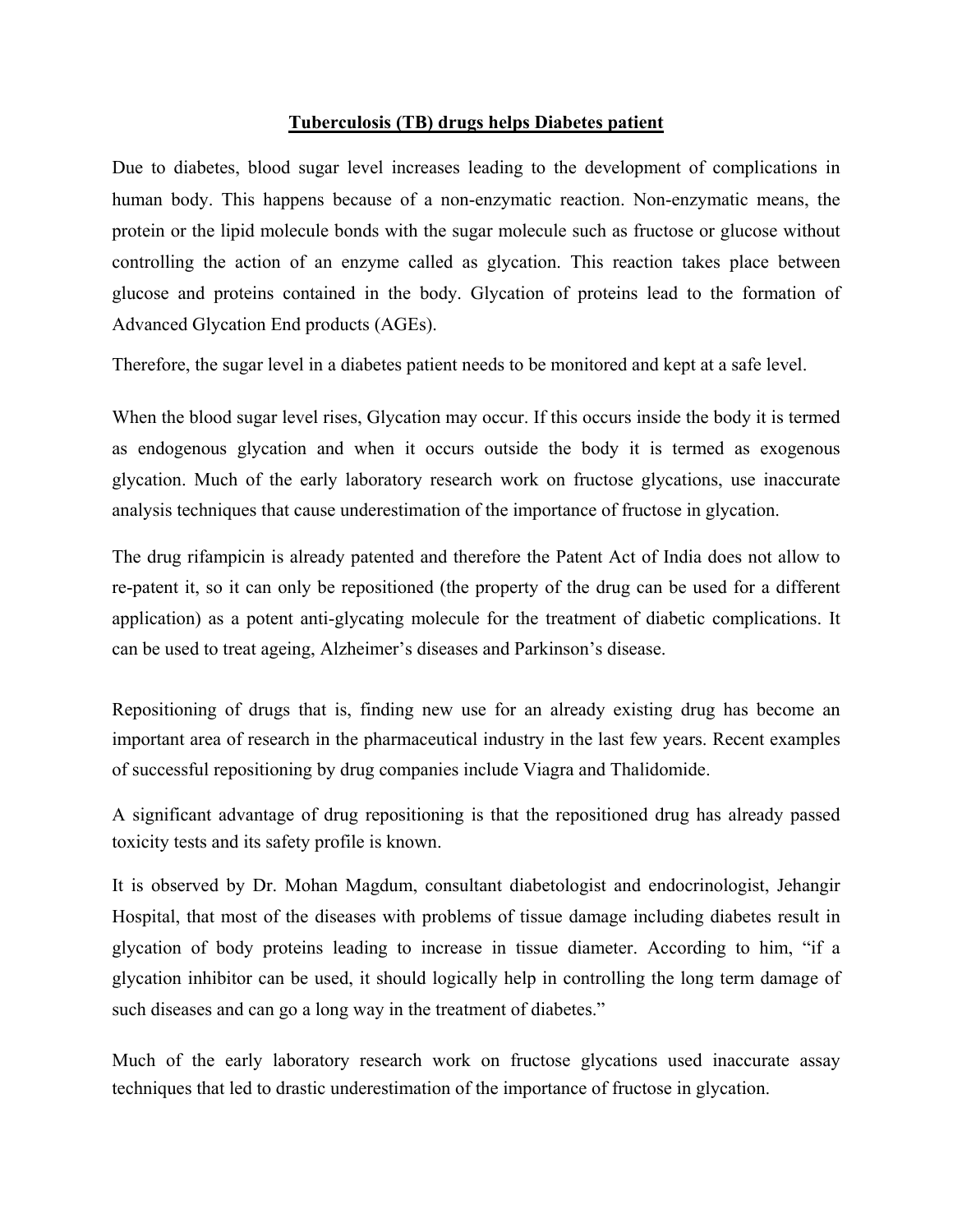# Tuberculosis (TB) drugs helps Diabetes patient

Due to diabetes, blood sugar level increases leading to the development of complications in human body. This happens because of a non-enzymatic reaction. Non-enzymatic means, the protein or the lipid molecule bonds with the sugar molecule such as fructose or glucose without controlling the action of an enzyme called as glycation. This reaction takes place between glucose and proteins contained in the body. Glycation of proteins lead to the formation of Advanced Glycation End products (AGEs).

Therefore, the sugar level in a diabetes patient needs to be monitored and kept at a safe level.

When the blood sugar level rises, Glycation may occur. If this occurs inside the body it is termed as endogenous glycation and when it occurs outside the body it is termed as exogenous glycation. Much of the early laboratory research work on fructose glycations, use inaccurate analysis techniques that cause underestimation of the importance of fructose in glycation.

The drug rifampicin is already patented and therefore the Patent Act of India does not allow to re-patent it, so it can only be repositioned (the property of the drug can be used for a different application) as a potent anti-glycating molecule for the treatment of diabetic complications. It can be used to treat ageing, Alzheimer's diseases and Parkinson's disease.

Repositioning of drugs that is, finding new use for an already existing drug has become an important area of research in the pharmaceutical industry in the last few years. Recent examples of successful repositioning by drug companies include Viagra and Thalidomide.

A significant advantage of drug repositioning is that the repositioned drug has already passed toxicity tests and its safety profile is known.

It is observed by Dr. Mohan Magdum, consultant diabetologist and endocrinologist, Jehangir Hospital, that most of the diseases with problems of tissue damage including diabetes result in glycation of body proteins leading to increase in tissue diameter. According to him, "if a glycation inhibitor can be used, it should logically help in controlling the long term damage of such diseases and can go a long way in the treatment of diabetes."

Much of the early laboratory research work on fructose glycations used inaccurate assay techniques that led to drastic underestimation of the importance of fructose in glycation.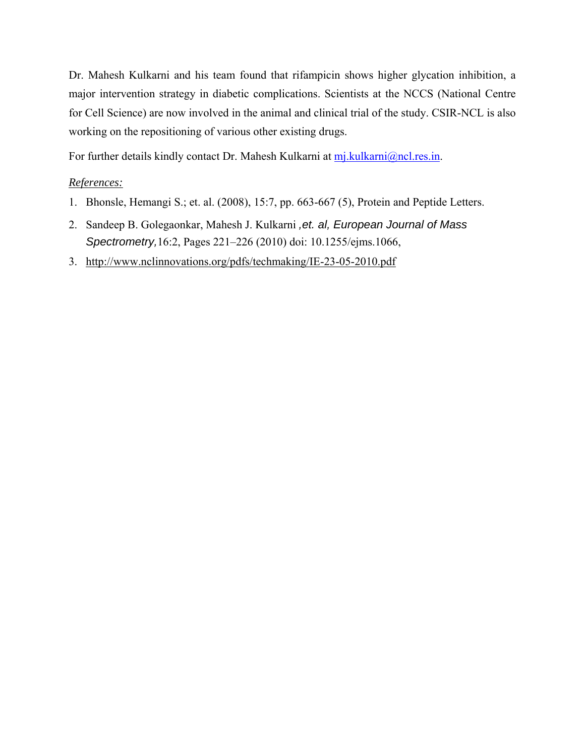Dr. Mahesh Kulkarni and his team found that rifampicin shows higher glycation inhibition, a major intervention strategy in diabetic complications. Scientists at the NCCS (National Centre for Cell Science) are now involved in the animal and clinical trial of the study. CSIR-NCL is also working on the repositioning of various other existing drugs.

For further details kindly contact Dr. Mahesh Kulkarni at mj.kulkarni@ncl.res.in.

*References:*

1. Bhonsle, Hemangi S.; et. al. (2008), 15:7, pp. 663-667 (5), Protein and Peptide Letters.
2. Sandeep B. Golegaonkar, Mahesh J. Kulkarni *,et. al, European Journal of Mass Spectrometry,*16:2, Pages 221–226 (2010) doi: 10.1255/ejms.1066,
3. http://www.nclinnovations.org/pdfs/techmaking/IE-23-05-2010.pdf